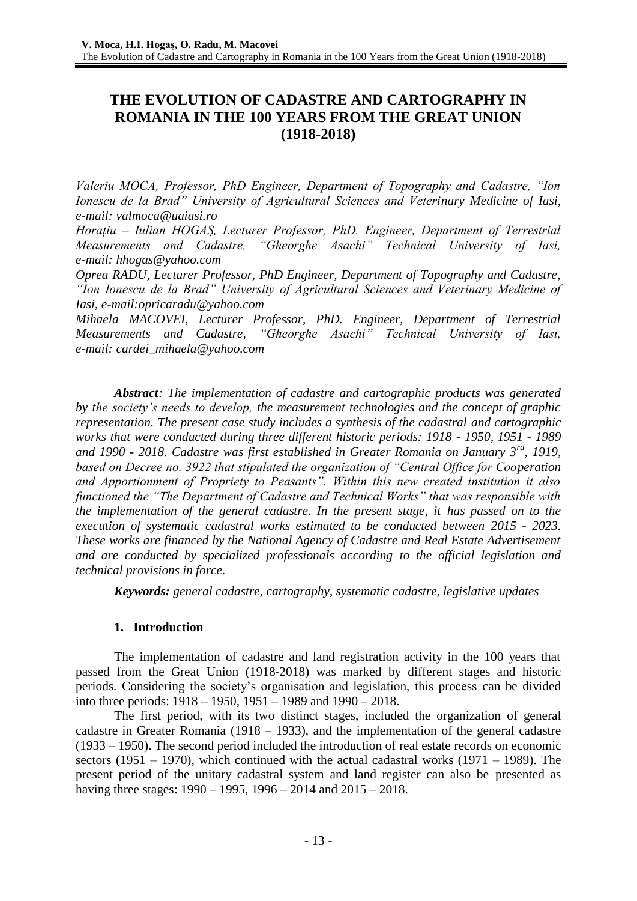# THE EVOLUTION OF CADASTRE AND CARTOGRAPHY IN ROMANIA IN THE 100 YEARS FROM THE GREAT UNION (1918-2018)

*Valeriu MOCA, Professor, PhD Engineer, Department of Topography and Cadastre, "Ion Ionescu de la Brad" University of Agricultural Sciences and Veterinary Medicine of Iasi, e-mail: valmoca@uaiasi.ro*

*Horațiu – Iulian HOGAȘ, Lecturer Professor, PhD. Engineer, Department of Terrestrial Measurements and Cadastre, "Gheorghe Asachi" Technical University of Iasi, e-mail: hhogas@yahoo.com*

*Oprea RADU, Lecturer Professor, PhD Engineer, Department of Topography and Cadastre, "Ion Ionescu de la Brad" University of Agricultural Sciences and Veterinary Medicine of Iasi, e-mail:opricaradu@yahoo.com*

*Mihaela MACOVEI, Lecturer Professor, PhD. Engineer, Department of Terrestrial Measurements and Cadastre, "Gheorghe Asachi" Technical University of Iasi, e-mail: cardei_mihaela@yahoo.com*

***Abstract**: The implementation of cadastre and cartographic products was generated by the society's needs to develop, the measurement technologies and the concept of graphic representation. The present case study includes a synthesis of the cadastral and cartographic works that were conducted during three different historic periods: 1918 - 1950, 1951 - 1989 and 1990 - 2018. Cadastre was first established in Greater Romania on January 3rd, 1919, based on Decree no. 3922 that stipulated the organization of "Central Office for Cooperation and Apportionment of Propriety to Peasants". Within this new created institution it also functioned the "The Department of Cadastre and Technical Works" that was responsible with the implementation of the general cadastre. In the present stage, it has passed on to the execution of systematic cadastral works estimated to be conducted between 2015 - 2023. These works are financed by the National Agency of Cadastre and Real Estate Advertisement and are conducted by specialized professionals according to the official legislation and technical provisions in force.*

***Keywords:** general cadastre, cartography, systematic cadastre, legislative updates*

## 1. Introduction

The implementation of cadastre and land registration activity in the 100 years that passed from the Great Union (1918-2018) was marked by different stages and historic periods. Considering the society's organisation and legislation, this process can be divided into three periods: 1918 – 1950, 1951 – 1989 and 1990 – 2018.

The first period, with its two distinct stages, included the organization of general cadastre in Greater Romania (1918 – 1933), and the implementation of the general cadastre (1933 – 1950). The second period included the introduction of real estate records on economic sectors (1951 – 1970), which continued with the actual cadastral works (1971 – 1989). The present period of the unitary cadastral system and land register can also be presented as having three stages: 1990 – 1995, 1996 – 2014 and 2015 – 2018.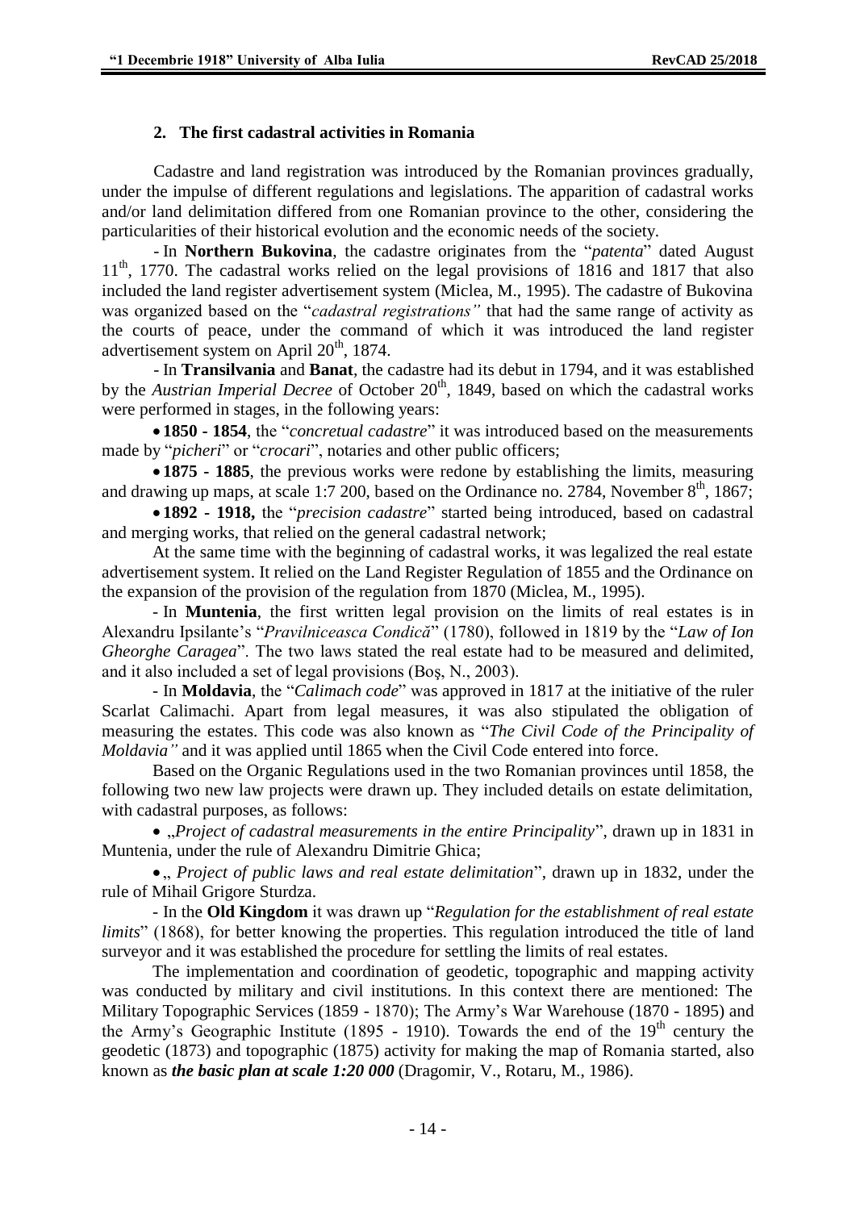## 2. The first cadastral activities in Romania

Cadastre and land registration was introduced by the Romanian provinces gradually, under the impulse of different regulations and legislations. The apparition of cadastral works and/or land delimitation differed from one Romanian province to the other, considering the particularities of their historical evolution and the economic needs of the society.

- In **Northern Bukovina**, the cadastre originates from the "*patenta*" dated August 11th, 1770. The cadastral works relied on the legal provisions of 1816 and 1817 that also included the land register advertisement system (Miclea, M., 1995). The cadastre of Bukovina was organized based on the "*cadastral registrations"* that had the same range of activity as the courts of peace, under the command of which it was introduced the land register advertisement system on April 20th, 1874.

- In **Transilvania** and **Banat**, the cadastre had its debut in 1794, and it was established by the *Austrian Imperial Decree* of October 20th, 1849, based on which the cadastral works were performed in stages, in the following years:

- **1850 - 1854**, the "*concretual cadastre*" it was introduced based on the measurements made by "*picheri*" or "*crocari*", notaries and other public officers;
- **1875 - 1885**, the previous works were redone by establishing the limits, measuring and drawing up maps, at scale 1:7 200, based on the Ordinance no. 2784, November 8th, 1867;
- **1892 - 1918,** the "*precision cadastre*" started being introduced, based on cadastral and merging works, that relied on the general cadastral network;

At the same time with the beginning of cadastral works, it was legalized the real estate advertisement system. It relied on the Land Register Regulation of 1855 and the Ordinance on the expansion of the provision of the regulation from 1870 (Miclea, M., 1995).

- In **Muntenia**, the first written legal provision on the limits of real estates is in Alexandru Ipsilante's "*Pravilniceasca Condică*" (1780), followed in 1819 by the "*Law of Ion Gheorghe Caragea*". The two laws stated the real estate had to be measured and delimited, and it also included a set of legal provisions (Boş, N., 2003).

- In **Moldavia**, the "*Calimach code*" was approved in 1817 at the initiative of the ruler Scarlat Calimachi. Apart from legal measures, it was also stipulated the obligation of measuring the estates. This code was also known as "*The Civil Code of the Principality of Moldavia"* and it was applied until 1865 when the Civil Code entered into force.

Based on the Organic Regulations used in the two Romanian provinces until 1858, the following two new law projects were drawn up. They included details on estate delimitation, with cadastral purposes, as follows:

- „*Project of cadastral measurements in the entire Principality*", drawn up in 1831 in Muntenia, under the rule of Alexandru Dimitrie Ghica;
- „ *Project of public laws and real estate delimitation*", drawn up in 1832, under the rule of Mihail Grigore Sturdza.

- In the **Old Kingdom** it was drawn up "*Regulation for the establishment of real estate limits*" (1868), for better knowing the properties. This regulation introduced the title of land surveyor and it was established the procedure for settling the limits of real estates.

The implementation and coordination of geodetic, topographic and mapping activity was conducted by military and civil institutions. In this context there are mentioned: The Military Topographic Services (1859 - 1870); The Army's War Warehouse (1870 - 1895) and the Army's Geographic Institute (1895 - 1910). Towards the end of the 19th century the geodetic (1873) and topographic (1875) activity for making the map of Romania started, also known as ***the basic plan at scale 1:20 000*** (Dragomir, V., Rotaru, M., 1986).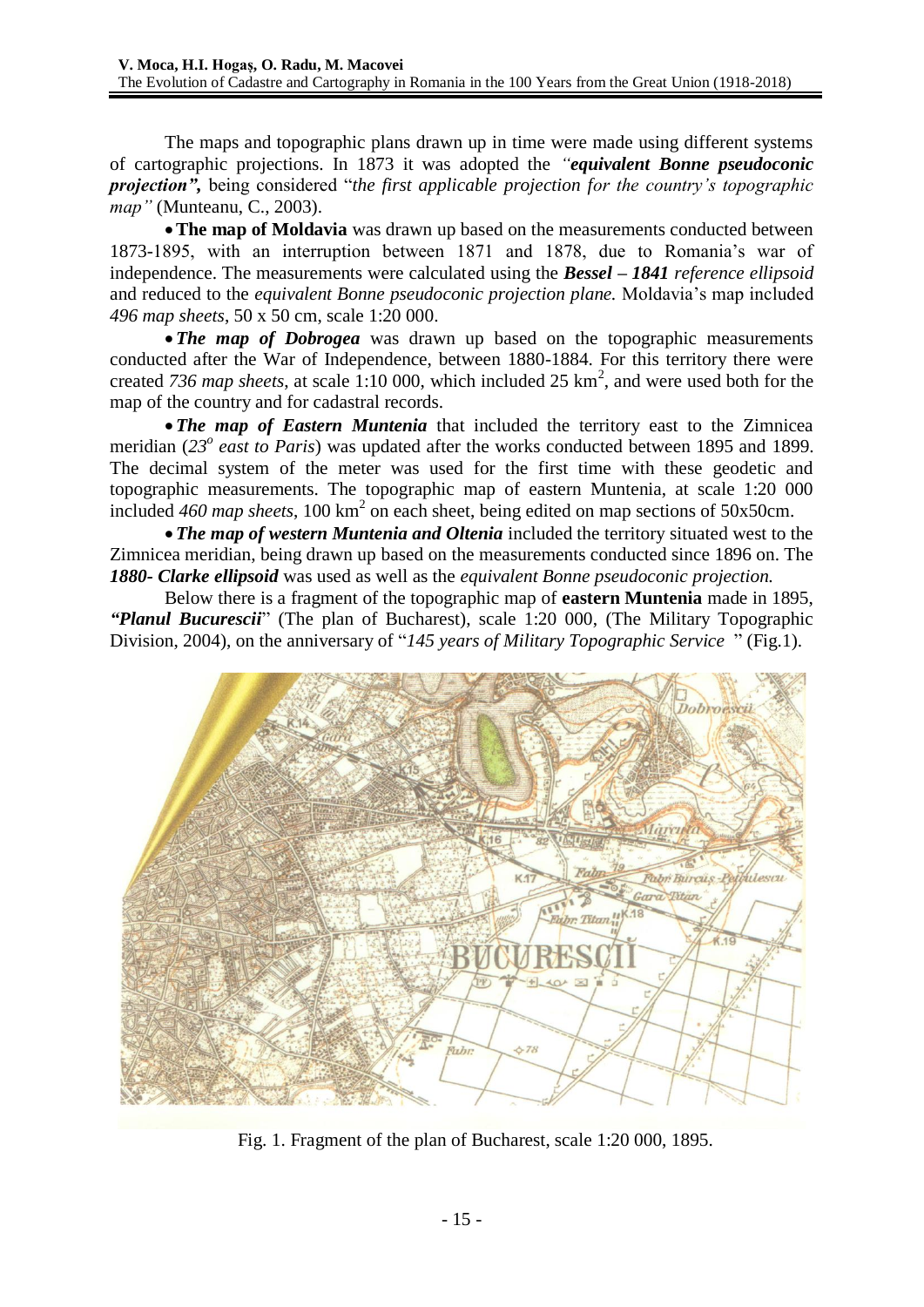The maps and topographic plans drawn up in time were made using different systems of cartographic projections. In 1873 it was adopted the *"**equivalent Bonne pseudoconic projection"**,* being considered "*the first applicable projection for the country's topographic map"* (Munteanu, C., 2003).

- **The map of Moldavia** was drawn up based on the measurements conducted between 1873-1895, with an interruption between 1871 and 1878, due to Romania's war of independence. The measurements were calculated using the ***Bessel – 1841*** *reference ellipsoid* and reduced to the *equivalent Bonne pseudoconic projection plane.* Moldavia's map included *496 map sheets*, 50 x 50 cm, scale 1:20 000.
- ***The map of Dobrogea*** was drawn up based on the topographic measurements conducted after the War of Independence, between 1880-1884. For this territory there were created *736 map sheets*, at scale 1:10 000, which included 25 $km^2$, and were used both for the map of the country and for cadastral records.
- ***The map of Eastern Muntenia*** that included the territory east to the Zimnicea meridian (*$23^o$ east to Paris*) was updated after the works conducted between 1895 and 1899. The decimal system of the meter was used for the first time with these geodetic and topographic measurements. The topographic map of eastern Muntenia, at scale 1:20 000 included *460 map sheets*, 100 $km^2$ on each sheet, being edited on map sections of 50x50cm.
- ***The map of western Muntenia and Oltenia*** included the territory situated west to the Zimnicea meridian, being drawn up based on the measurements conducted since 1896 on. The ***1880- Clarke ellipsoid*** was used as well as the *equivalent Bonne pseudoconic projection.*

Below there is a fragment of the topographic map of **eastern Muntenia** made in 1895, ***"Planul Bucurescii***" (The plan of Bucharest), scale 1:20 000, (The Military Topographic Division, 2004), on the anniversary of "*145 years of Military Topographic Service* " (Fig.1).

Fig. 1. Fragment of the plan of Bucharest, scale 1:20 000, 1895.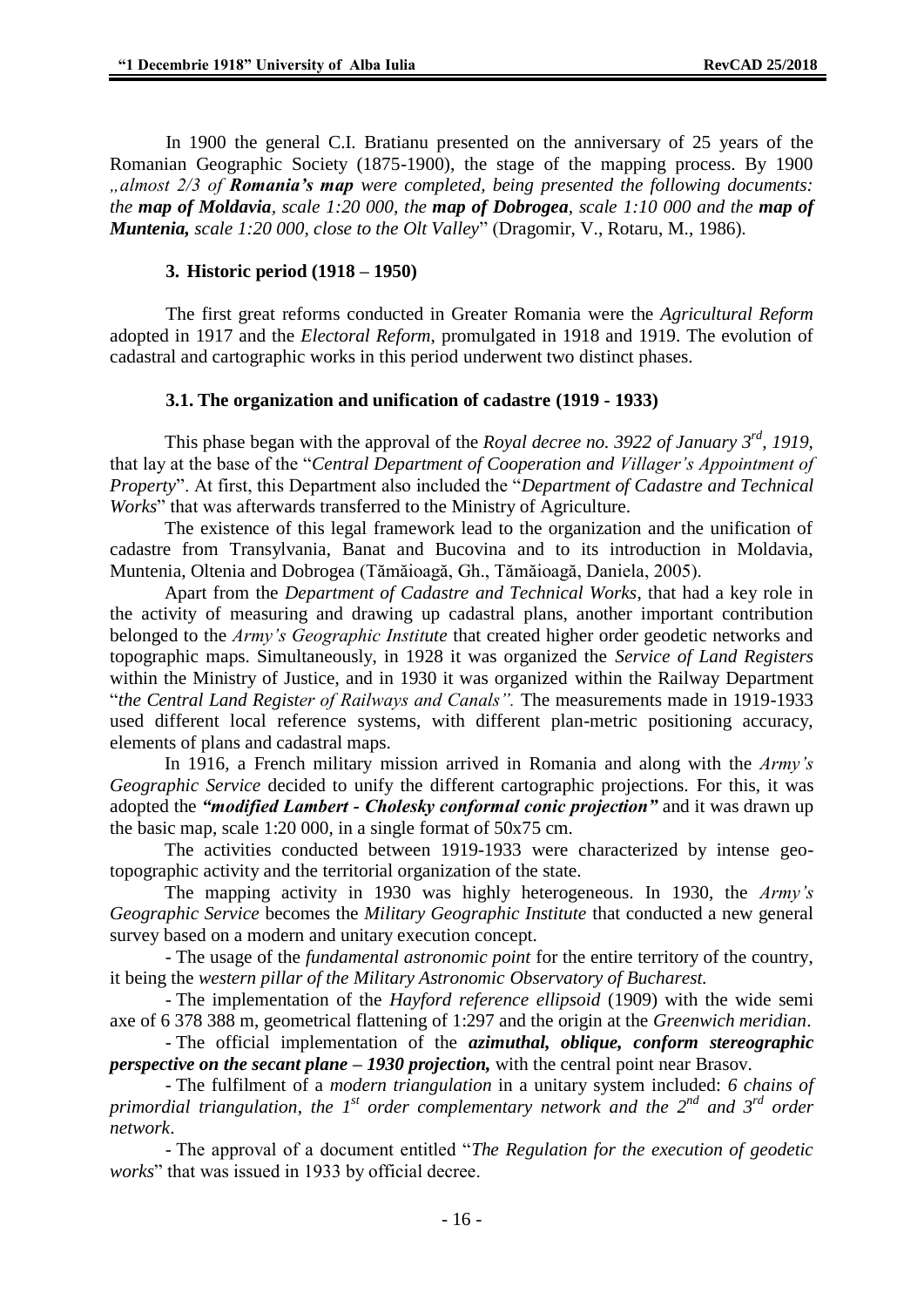In 1900 the general C.I. Bratianu presented on the anniversary of 25 years of the Romanian Geographic Society (1875-1900), the stage of the mapping process. By 1900 *„almost 2/3 of **Romania's map** were completed, being presented the following documents: the **map of Moldavia**, scale 1:20 000, the **map of Dobrogea**, scale 1:10 000 and the **map of Muntenia,** scale 1:20 000, close to the Olt Valley*" (Dragomir, V., Rotaru, M., 1986).

## 3. Historic period (1918 – 1950)

The first great reforms conducted in Greater Romania were the *Agricultural Reform* adopted in 1917 and the *Electoral Reform*, promulgated in 1918 and 1919. The evolution of cadastral and cartographic works in this period underwent two distinct phases.

### 3.1. The organization and unification of cadastre (1919 - 1933)

This phase began with the approval of the *Royal decree no. 3922 of January 3rd, 1919*, that lay at the base of the "*Central Department of Cooperation and Villager's Appointment of Property*". At first, this Department also included the "*Department of Cadastre and Technical Works*" that was afterwards transferred to the Ministry of Agriculture.

The existence of this legal framework lead to the organization and the unification of cadastre from Transylvania, Banat and Bucovina and to its introduction in Moldavia, Muntenia, Oltenia and Dobrogea (Tămăioagă, Gh., Tămăioagă, Daniela, 2005).

Apart from the *Department of Cadastre and Technical Works*, that had a key role in the activity of measuring and drawing up cadastral plans, another important contribution belonged to the *Army's Geographic Institute* that created higher order geodetic networks and topographic maps. Simultaneously, in 1928 it was organized the *Service of Land Registers* within the Ministry of Justice, and in 1930 it was organized within the Railway Department "*the Central Land Register of Railways and Canals".* The measurements made in 1919-1933 used different local reference systems, with different plan-metric positioning accuracy, elements of plans and cadastral maps.

In 1916, a French military mission arrived in Romania and along with the *Army's Geographic Service* decided to unify the different cartographic projections. For this, it was adopted the ***"modified Lambert - Cholesky conformal conic projection"*** and it was drawn up the basic map, scale 1:20 000, in a single format of 50x75 cm.

The activities conducted between 1919-1933 were characterized by intense geo-topographic activity and the territorial organization of the state.

The mapping activity in 1930 was highly heterogeneous. In 1930, the *Army's Geographic Service* becomes the *Military Geographic Institute* that conducted a new general survey based on a modern and unitary execution concept.

- The usage of the *fundamental astronomic point* for the entire territory of the country, it being the *western pillar of the Military Astronomic Observatory of Bucharest.*
- The implementation of the *Hayford reference ellipsoid* (1909) with the wide semi axe of 6 378 388 m, geometrical flattening of 1:297 and the origin at the *Greenwich meridian*.
- The official implementation of the ***azimuthal, oblique, conform stereographic perspective on the secant plane – 1930 projection,*** with the central point near Brasov.
- The fulfilment of a *modern triangulation* in a unitary system included: *6 chains of primordial triangulation*, *the 1st order complementary network and the 2nd and 3rd order network*.
- The approval of a document entitled "*The Regulation for the execution of geodetic works*" that was issued in 1933 by official decree.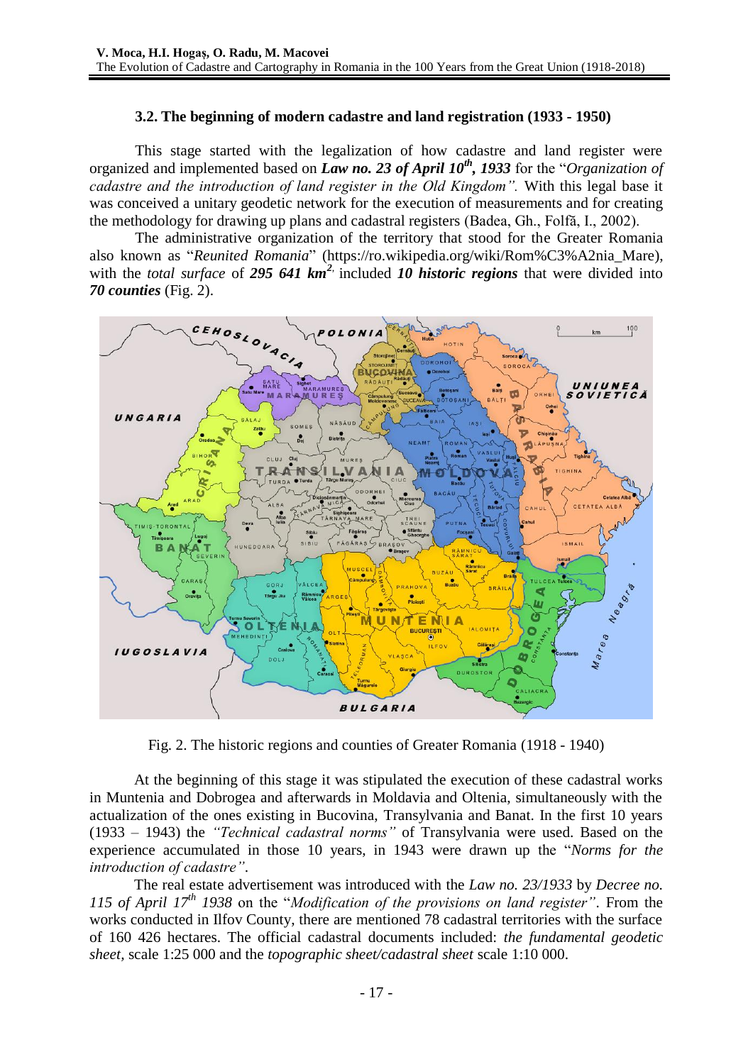### 3.2. The beginning of modern cadastre and land registration (1933 - 1950)

This stage started with the legalization of how cadastre and land register were organized and implemented based on ***Law no. 23 of April 10th, 1933*** for the "*Organization of cadastre and the introduction of land register in the Old Kingdom".* With this legal base it was conceived a unitary geodetic network for the execution of measurements and for creating the methodology for drawing up plans and cadastral registers (Badea, Gh., Folfă, I., 2002).

The administrative organization of the territory that stood for the Greater Romania also known as "*Reunited Romania*" (https://ro.wikipedia.org/wiki/Rom%C3%A2nia_Mare), with the *total surface* of ***295 641 km²***, included ***10 historic regions*** that were divided into ***70 counties*** (Fig. 2).

Fig. 2. The historic regions and counties of Greater Romania (1918 - 1940)

At the beginning of this stage it was stipulated the execution of these cadastral works in Muntenia and Dobrogea and afterwards in Moldavia and Oltenia, simultaneously with the actualization of the ones existing in Bucovina, Transylvania and Banat. In the first 10 years (1933 – 1943) the *"Technical cadastral norms"* of Transylvania were used. Based on the experience accumulated in those 10 years, in 1943 were drawn up the "*Norms for the introduction of cadastre"*.

The real estate advertisement was introduced with the *Law no. 23/1933* by *Decree no. 115 of April 17th 1938* on the "*Modification of the provisions on land register"*. From the works conducted in Ilfov County, there are mentioned 78 cadastral territories with the surface of 160 426 hectares. The official cadastral documents included: *the fundamental geodetic sheet*, scale 1:25 000 and the *topographic sheet/cadastral sheet* scale 1:10 000.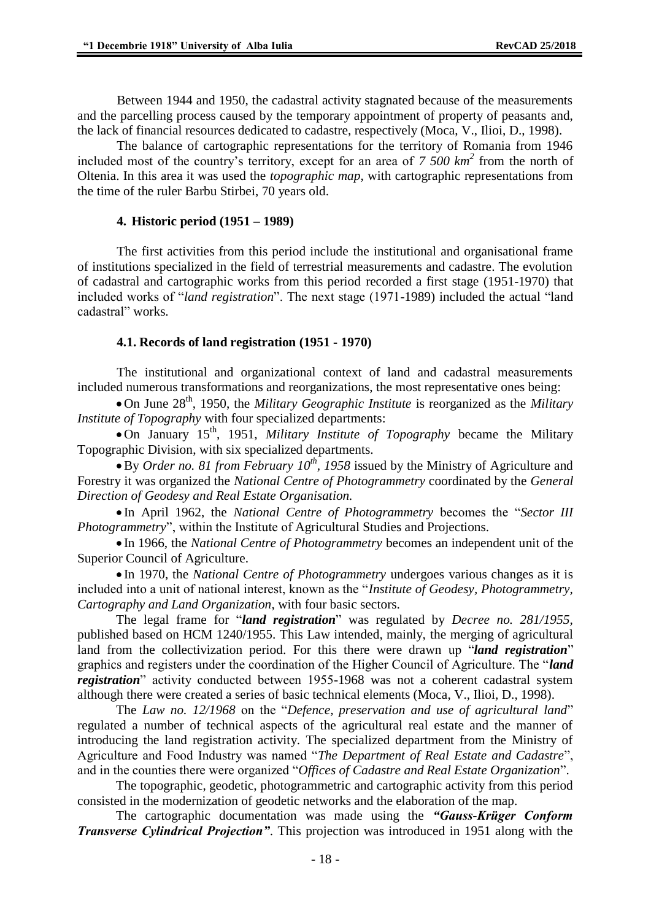Between 1944 and 1950, the cadastral activity stagnated because of the measurements and the parcelling process caused by the temporary appointment of property of peasants and, the lack of financial resources dedicated to cadastre, respectively (Moca, V., Ilioi, D., 1998).

The balance of cartographic representations for the territory of Romania from 1946 included most of the country's territory, except for an area of *7 500 km²* from the north of Oltenia. In this area it was used the *topographic map*, with cartographic representations from the time of the ruler Barbu Stirbei, 70 years old.

## 4. Historic period (1951 – 1989)

The first activities from this period include the institutional and organisational frame of institutions specialized in the field of terrestrial measurements and cadastre. The evolution of cadastral and cartographic works from this period recorded a first stage (1951-1970) that included works of "*land registration*". The next stage (1971-1989) included the actual "land cadastral" works.

### 4.1. Records of land registration (1951 - 1970)

The institutional and organizational context of land and cadastral measurements included numerous transformations and reorganizations, the most representative ones being:

- On June 28th, 1950, the *Military Geographic Institute* is reorganized as the *Military Institute of Topography* with four specialized departments:
- On January 15th, 1951, *Military Institute of Topography* became the Military Topographic Division, with six specialized departments.
- By *Order no. 81 from February 10th, 1958* issued by the Ministry of Agriculture and Forestry it was organized the *National Centre of Photogrammetry* coordinated by the *General Direction of Geodesy and Real Estate Organisation.*
- In April 1962, the *National Centre of Photogrammetry* becomes the "*Sector III Photogrammetry*", within the Institute of Agricultural Studies and Projections.
- In 1966, the *National Centre of Photogrammetry* becomes an independent unit of the Superior Council of Agriculture.
- In 1970, the *National Centre of Photogrammetry* undergoes various changes as it is included into a unit of national interest, known as the "*Institute of Geodesy, Photogrammetry, Cartography and Land Organization*, with four basic sectors.

The legal frame for "***land registration***" was regulated by *Decree no. 281/1955*, published based on HCM 1240/1955. This Law intended, mainly, the merging of agricultural land from the collectivization period. For this there were drawn up "***land registration***" graphics and registers under the coordination of the Higher Council of Agriculture. The "***land registration***" activity conducted between 1955-1968 was not a coherent cadastral system although there were created a series of basic technical elements (Moca, V., Ilioi, D., 1998).

The *Law no. 12/1968* on the "*Defence, preservation and use of agricultural land*" regulated a number of technical aspects of the agricultural real estate and the manner of introducing the land registration activity. The specialized department from the Ministry of Agriculture and Food Industry was named "*The Department of Real Estate and Cadastre*", and in the counties there were organized "*Offices of Cadastre and Real Estate Organization*".

The topographic, geodetic, photogrammetric and cartographic activity from this period consisted in the modernization of geodetic networks and the elaboration of the map.

The cartographic documentation was made using the ***"Gauss-Krüger Conform Transverse Cylindrical Projection"***. This projection was introduced in 1951 along with the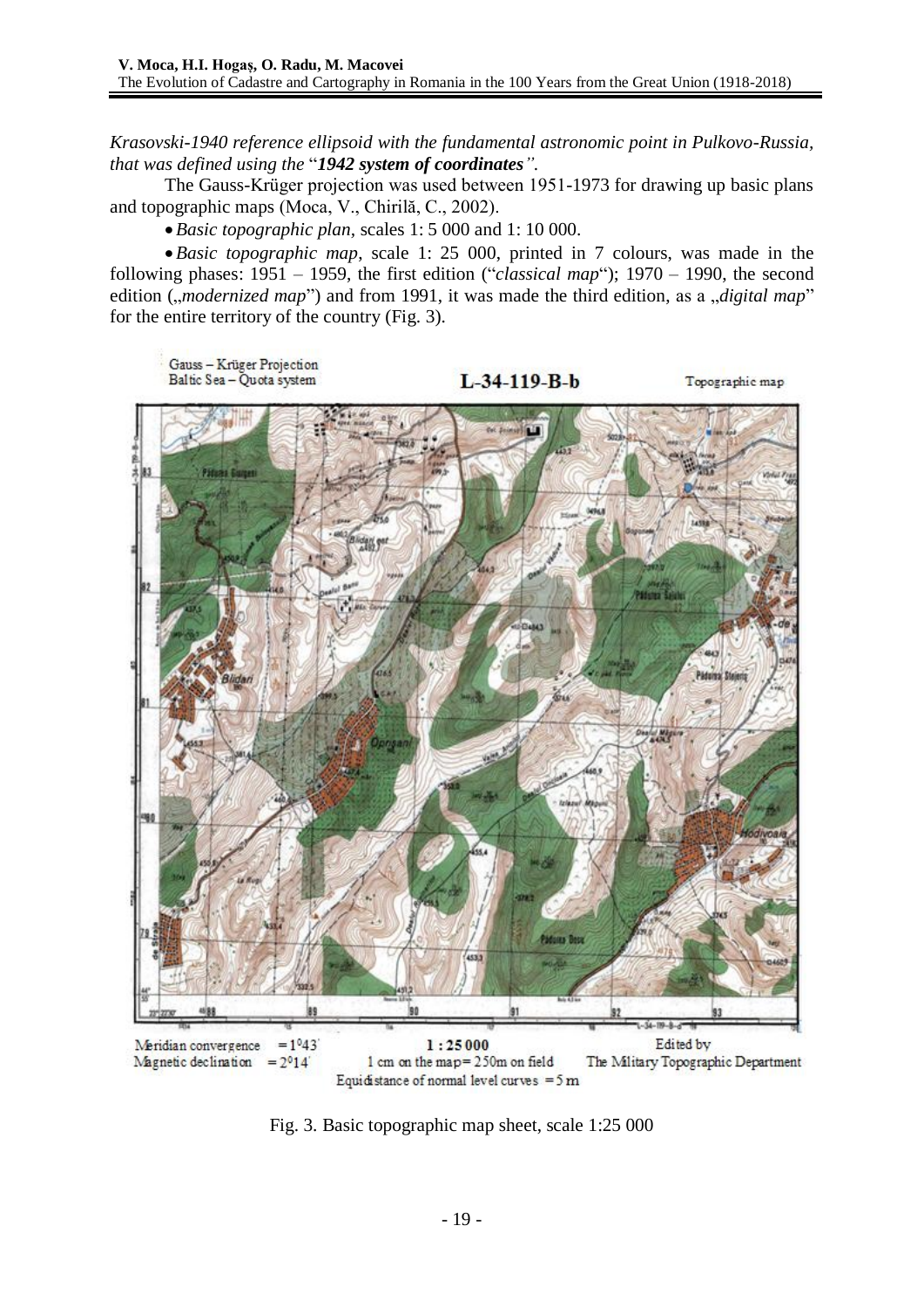*Krasovski-1940 reference ellipsoid with the fundamental astronomic point in Pulkovo-Russia, that was defined using the* "***1942 system of coordinates***".

The Gauss-Krüger projection was used between 1951-1973 for drawing up basic plans and topographic maps (Moca, V., Chirilă, C., 2002).

- *Basic topographic plan*, scales 1: 5 000 and 1: 10 000.
- *Basic topographic map*, scale 1: 25 000, printed in 7 colours, was made in the following phases: 1951 – 1959, the first edition ("*classical map*"); 1970 – 1990, the second edition („*modernized map*") and from 1991, it was made the third edition, as a „*digital map*" for the entire territory of the country (Fig. 3).

Fig. 3. Basic topographic map sheet, scale 1:25 000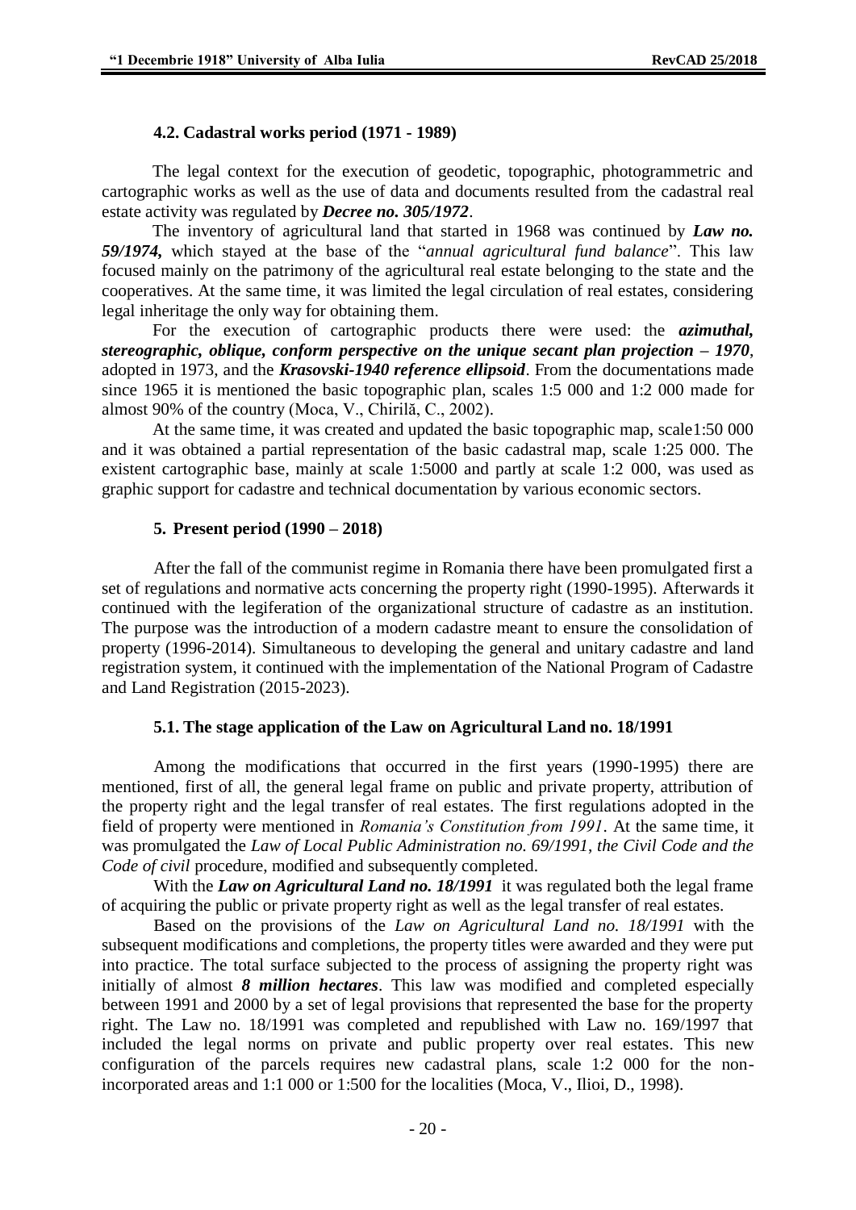### 4.2. Cadastral works period (1971 - 1989)

The legal context for the execution of geodetic, topographic, photogrammetric and cartographic works as well as the use of data and documents resulted from the cadastral real estate activity was regulated by ***Decree no. 305/1972***.

The inventory of agricultural land that started in 1968 was continued by ***Law no. 59/1974,*** which stayed at the base of the "*annual agricultural fund balance*". This law focused mainly on the patrimony of the agricultural real estate belonging to the state and the cooperatives. At the same time, it was limited the legal circulation of real estates, considering legal inheritage the only way for obtaining them.

For the execution of cartographic products there were used: the ***azimuthal, stereographic, oblique, conform perspective on the unique secant plan projection – 1970***, adopted in 1973, and the ***Krasovski-1940 reference ellipsoid***. From the documentations made since 1965 it is mentioned the basic topographic plan, scales 1:5 000 and 1:2 000 made for almost 90% of the country (Moca, V., Chirilă, C., 2002).

At the same time, it was created and updated the basic topographic map, scale1:50 000 and it was obtained a partial representation of the basic cadastral map, scale 1:25 000. The existent cartographic base, mainly at scale 1:5000 and partly at scale 1:2 000, was used as graphic support for cadastre and technical documentation by various economic sectors.

## 5. Present period (1990 – 2018)

After the fall of the communist regime in Romania there have been promulgated first a set of regulations and normative acts concerning the property right (1990-1995). Afterwards it continued with the legiferation of the organizational structure of cadastre as an institution. The purpose was the introduction of a modern cadastre meant to ensure the consolidation of property (1996-2014). Simultaneous to developing the general and unitary cadastre and land registration system, it continued with the implementation of the National Program of Cadastre and Land Registration (2015-2023).

### 5.1. The stage application of the Law on Agricultural Land no. 18/1991

Among the modifications that occurred in the first years (1990-1995) there are mentioned, first of all, the general legal frame on public and private property, attribution of the property right and the legal transfer of real estates. The first regulations adopted in the field of property were mentioned in *Romania's Constitution from 1991*. At the same time, it was promulgated the *Law of Local Public Administration no. 69/1991, the Civil Code and the Code of civil* procedure, modified and subsequently completed.

With the ***Law on Agricultural Land no. 18/1991*** it was regulated both the legal frame of acquiring the public or private property right as well as the legal transfer of real estates.

Based on the provisions of the *Law on Agricultural Land no. 18/1991* with the subsequent modifications and completions, the property titles were awarded and they were put into practice. The total surface subjected to the process of assigning the property right was initially of almost ***8 million hectares***. This law was modified and completed especially between 1991 and 2000 by a set of legal provisions that represented the base for the property right. The Law no. 18/1991 was completed and republished with Law no. 169/1997 that included the legal norms on private and public property over real estates. This new configuration of the parcels requires new cadastral plans, scale 1:2 000 for the non-incorporated areas and 1:1 000 or 1:500 for the localities (Moca, V., Ilioi, D., 1998).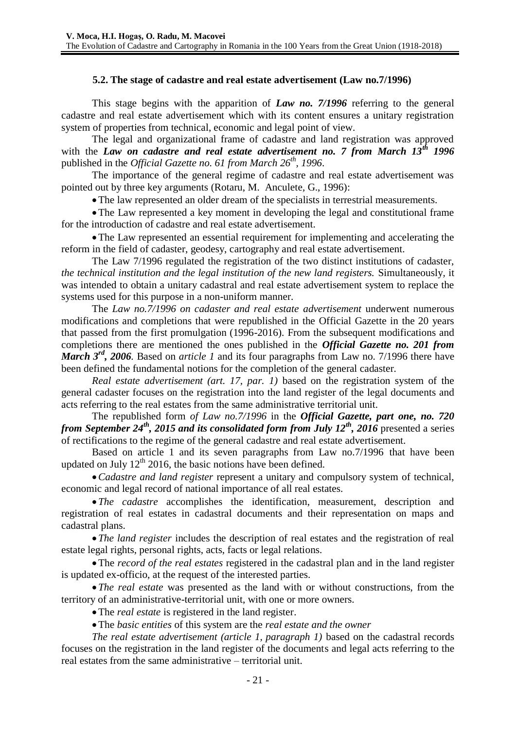### 5.2. The stage of cadastre and real estate advertisement (Law no.7/1996)

This stage begins with the apparition of ***Law no. 7/1996*** referring to the general cadastre and real estate advertisement which with its content ensures a unitary registration system of properties from technical, economic and legal point of view.

The legal and organizational frame of cadastre and land registration was approved with the ***Law on cadastre and real estate advertisement no. 7 from March 13th 1996*** published in the *Official Gazette no. 61 from March 26th, 1996*.

The importance of the general regime of cadastre and real estate advertisement was pointed out by three key arguments (Rotaru, M. Anculete, G., 1996):

- The law represented an older dream of the specialists in terrestrial measurements.
- The Law represented a key moment in developing the legal and constitutional frame for the introduction of cadastre and real estate advertisement.
- The Law represented an essential requirement for implementing and accelerating the reform in the field of cadaster, geodesy, cartography and real estate advertisement.

The Law 7/1996 regulated the registration of the two distinct institutions of cadaster, *the technical institution and the legal institution of the new land registers.* Simultaneously, it was intended to obtain a unitary cadastral and real estate advertisement system to replace the systems used for this purpose in a non-uniform manner.

The *Law no.7/1996 on cadaster and real estate advertisement* underwent numerous modifications and completions that were republished in the Official Gazette in the 20 years that passed from the first promulgation (1996-2016). From the subsequent modifications and completions there are mentioned the ones published in the ***Official Gazette no. 201 from March 3rd, 2006***. Based on *article 1* and its four paragraphs from Law no. 7/1996 there have been defined the fundamental notions for the completion of the general cadaster.

*Real estate advertisement (art. 17, par. 1)* based on the registration system of the general cadaster focuses on the registration into the land register of the legal documents and acts referring to the real estates from the same administrative territorial unit.

The republished form *of Law no.7/1996* in the ***Official Gazette, part one, no. 720 from September 24th, 2015 and its consolidated form from July 12th, 2016*** presented a series of rectifications to the regime of the general cadastre and real estate advertisement.

Based on article 1 and its seven paragraphs from Law no.7/1996 that have been updated on July 12th 2016, the basic notions have been defined.

- *Cadastre and land register* represent a unitary and compulsory system of technical, economic and legal record of national importance of all real estates.
- *The cadastre* accomplishes the identification, measurement, description and registration of real estates in cadastral documents and their representation on maps and cadastral plans.
- *The land register* includes the description of real estates and the registration of real estate legal rights, personal rights, acts, facts or legal relations.
- The *record of the real estates* registered in the cadastral plan and in the land register is updated ex-officio, at the request of the interested parties.
- *The real estate* was presented as the land with or without constructions, from the territory of an administrative-territorial unit, with one or more owners.
- The *real estate* is registered in the land register.
- The *basic entities* of this system are the *real estate and the owner*

*The real estate advertisement (article 1, paragraph 1)* based on the cadastral records focuses on the registration in the land register of the documents and legal acts referring to the real estates from the same administrative – territorial unit.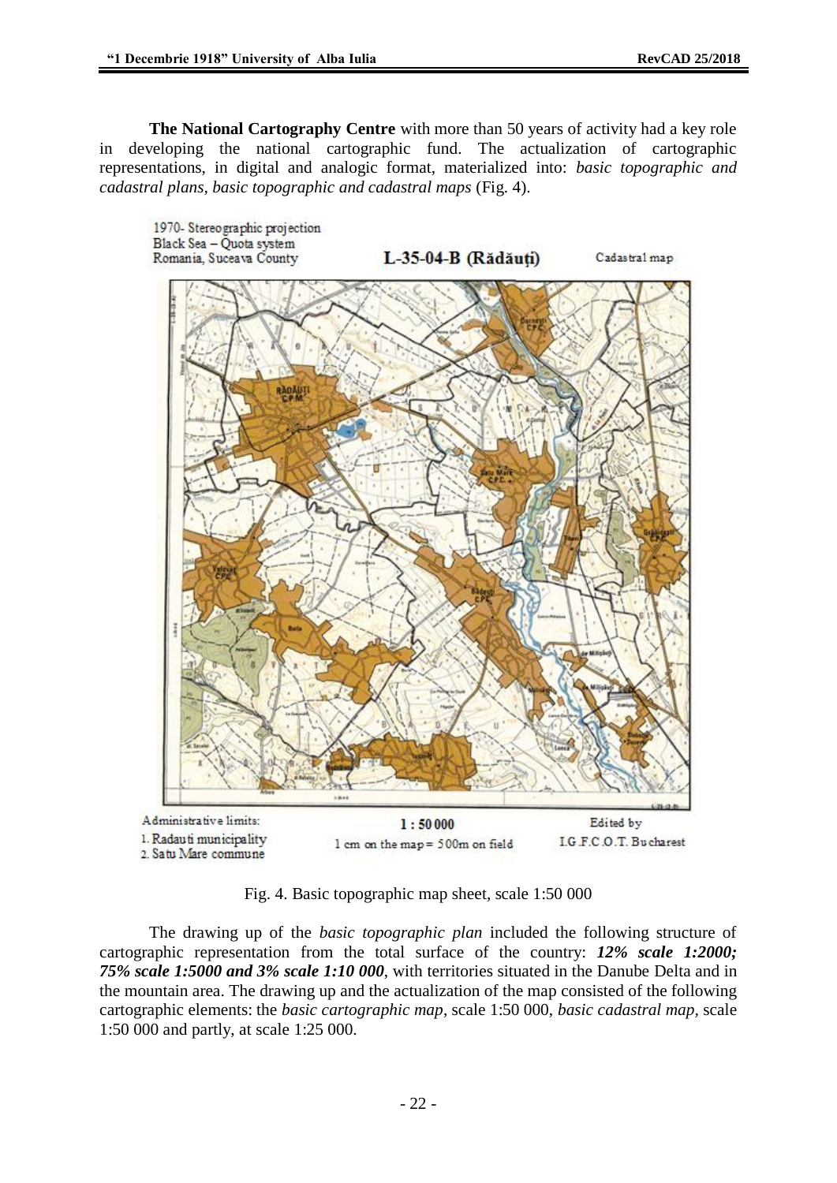**The National Cartography Centre** with more than 50 years of activity had a key role in developing the national cartographic fund. The actualization of cartographic representations, in digital and analogic format, materialized into: *basic topographic and cadastral plans, basic topographic and cadastral maps* (Fig. 4).

Fig. 4. Basic topographic map sheet, scale 1:50 000

The drawing up of the *basic topographic plan* included the following structure of cartographic representation from the total surface of the country: ***12% scale 1:2000; 75% scale 1:5000 and 3% scale 1:10 000***, with territories situated in the Danube Delta and in the mountain area. The drawing up and the actualization of the map consisted of the following cartographic elements: the *basic cartographic map*, scale 1:50 000, *basic cadastral map*, scale 1:50 000 and partly, at scale 1:25 000.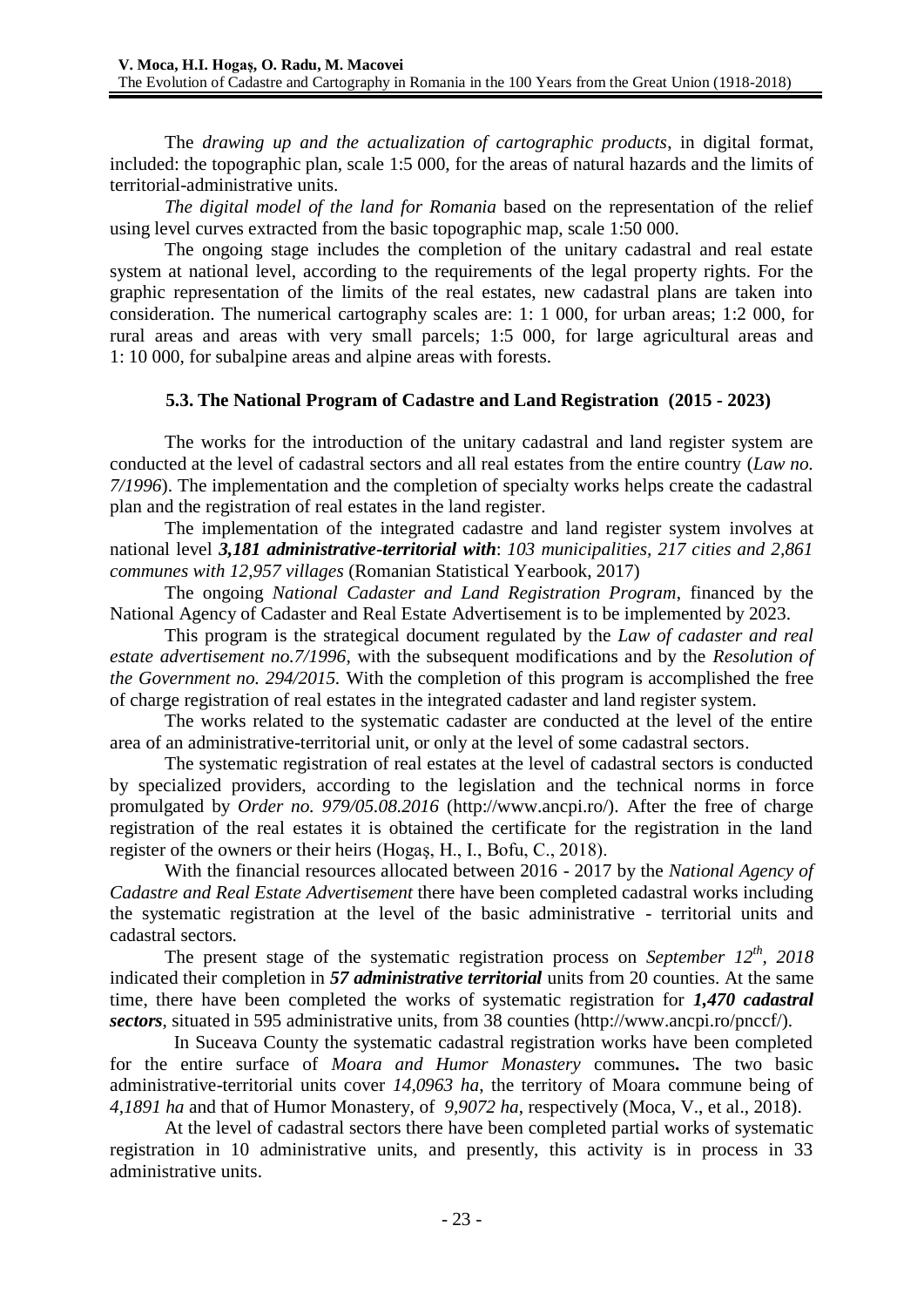The *drawing up and the actualization of cartographic products*, in digital format, included: the topographic plan, scale 1:5 000, for the areas of natural hazards and the limits of territorial-administrative units.

*The digital model of the land for Romania* based on the representation of the relief using level curves extracted from the basic topographic map, scale 1:50 000.

The ongoing stage includes the completion of the unitary cadastral and real estate system at national level, according to the requirements of the legal property rights. For the graphic representation of the limits of the real estates, new cadastral plans are taken into consideration. The numerical cartography scales are: 1: 1 000, for urban areas; 1:2 000, for rural areas and areas with very small parcels; 1:5 000, for large agricultural areas and 1: 10 000, for subalpine areas and alpine areas with forests.

### 5.3. The National Program of Cadastre and Land Registration (2015 - 2023)

The works for the introduction of the unitary cadastral and land register system are conducted at the level of cadastral sectors and all real estates from the entire country (*Law no. 7/1996*). The implementation and the completion of specialty works helps create the cadastral plan and the registration of real estates in the land register.

The implementation of the integrated cadastre and land register system involves at national level ***3,181 administrative-territorial with***: *103 municipalities, 217 cities and 2,861 communes with 12,957 villages* (Romanian Statistical Yearbook, 2017)

The ongoing *National Cadaster and Land Registration Program*, financed by the National Agency of Cadaster and Real Estate Advertisement is to be implemented by 2023.

This program is the strategical document regulated by the *Law of cadaster and real estate advertisement no.7/1996*, with the subsequent modifications and by the *Resolution of the Government no. 294/2015.* With the completion of this program is accomplished the free of charge registration of real estates in the integrated cadaster and land register system.

The works related to the systematic cadaster are conducted at the level of the entire area of an administrative-territorial unit, or only at the level of some cadastral sectors.

The systematic registration of real estates at the level of cadastral sectors is conducted by specialized providers, according to the legislation and the technical norms in force promulgated by *Order no. 979/05.08.2016* (http://www.ancpi.ro/). After the free of charge registration of the real estates it is obtained the certificate for the registration in the land register of the owners or their heirs (Hogaş, H., I., Bofu, C., 2018).

With the financial resources allocated between 2016 - 2017 by the *National Agency of Cadastre and Real Estate Advertisement* there have been completed cadastral works including the systematic registration at the level of the basic administrative - territorial units and cadastral sectors.

The present stage of the systematic registration process on *September 12th, 2018* indicated their completion in ***57 administrative territorial*** units from 20 counties. At the same time, there have been completed the works of systematic registration for ***1,470 cadastral sectors***, situated in 595 administrative units, from 38 counties (http://www.ancpi.ro/pnccf/).

In Suceava County the systematic cadastral registration works have been completed for the entire surface of *Moara and Humor Monastery* communes**.** The two basic administrative-territorial units cover *14,0963 ha*, the territory of Moara commune being of *4,1891 ha* and that of Humor Monastery, of *9,9072 ha*, respectively (Moca, V., et al., 2018).

At the level of cadastral sectors there have been completed partial works of systematic registration in 10 administrative units, and presently, this activity is in process in 33 administrative units.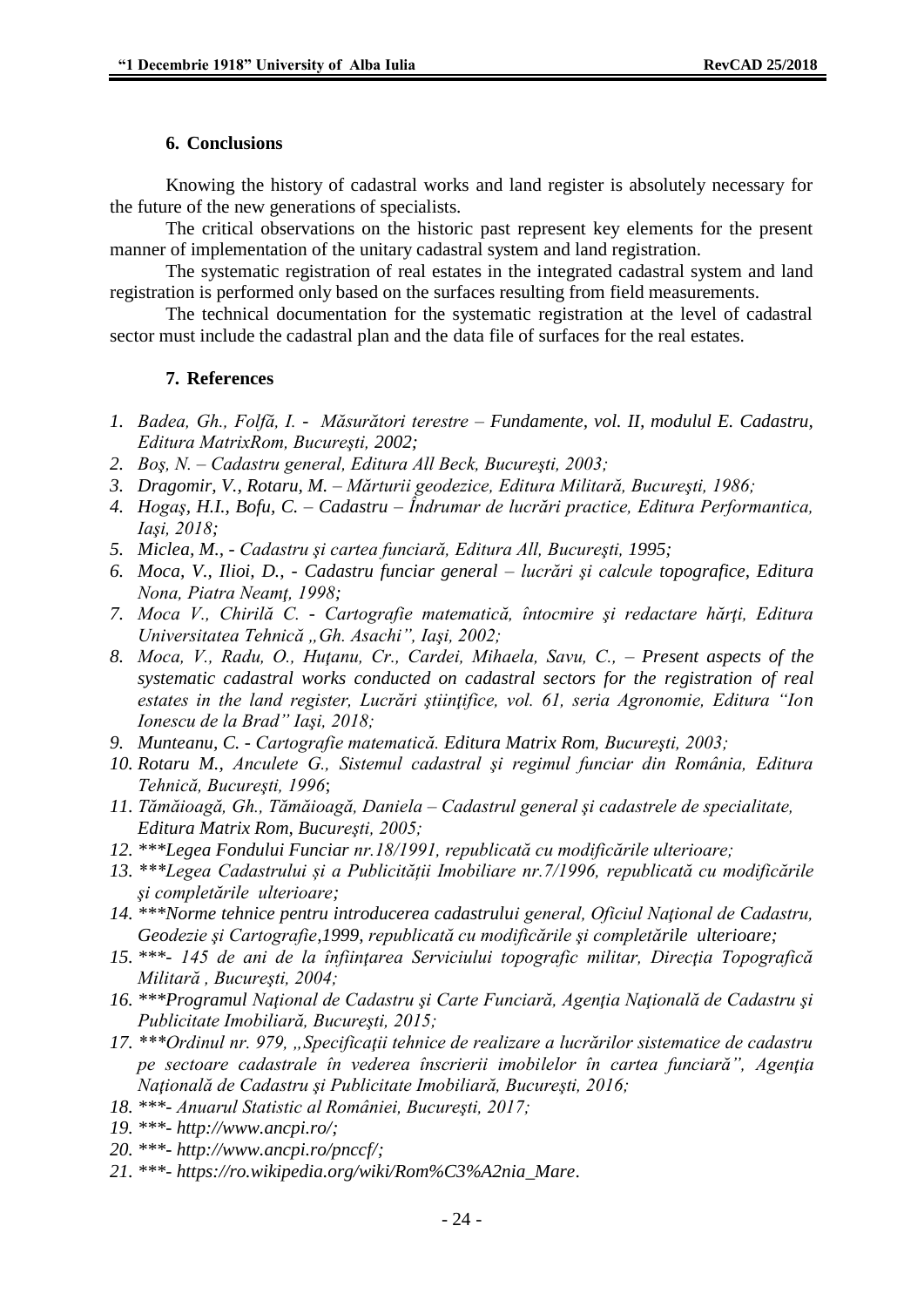## 6. Conclusions

Knowing the history of cadastral works and land register is absolutely necessary for the future of the new generations of specialists.

The critical observations on the historic past represent key elements for the present manner of implementation of the unitary cadastral system and land registration.

The systematic registration of real estates in the integrated cadastral system and land registration is performed only based on the surfaces resulting from field measurements.

The technical documentation for the systematic registration at the level of cadastral sector must include the cadastral plan and the data file of surfaces for the real estates.

## 7. References

1. *Badea, Gh., Folfă, I. - Măsurători terestre – Fundamente, vol. II, modulul E. Cadastru, Editura MatrixRom, Bucureşti, 2002;*
2. *Boş, N. – Cadastru general, Editura All Beck, Bucureşti, 2003;*
3. *Dragomir, V., Rotaru, M. – Mărturii geodezice, Editura Militară, Bucureşti, 1986;*
4. *Hogaş, H.I., Bofu, C. – Cadastru – Îndrumar de lucrări practice, Editura Performantica, Iaşi, 2018;*
5. *Miclea, M., - Cadastru şi cartea funciară, Editura All, Bucureşti, 1995;*
6. *Moca, V., Ilioi, D., - Cadastru funciar general – lucrări şi calcule topografice, Editura Nona, Piatra Neamţ, 1998;*
7. *Moca V., Chirilă C. - Cartografie matematică, întocmire şi redactare hărţi, Editura Universitatea Tehnică „Gh. Asachi", Iaşi, 2002;*
8. *Moca, V., Radu, O., Huţanu, Cr., Cardei, Mihaela, Savu, C., – Present aspects of the systematic cadastral works conducted on cadastral sectors for the registration of real estates in the land register, Lucrări ştiinţifice, vol. 61, seria Agronomie, Editura "Ion Ionescu de la Brad" Iaşi, 2018;*
9. *Munteanu, C. - Cartografie matematică. Editura Matrix Rom, Bucureşti, 2003;*
10. *Rotaru M., Anculete G., Sistemul cadastral şi regimul funciar din România, Editura Tehnică, Bucureşti, 1996*;
11. *Tămăioagă, Gh., Tămăioagă, Daniela – Cadastrul general şi cadastrele de specialitate, Editura Matrix Rom, Bucureşti, 2005;*
12. *\*\*\*Legea Fondului Funciar nr.18/1991, republicată cu modificările ulterioare;*
13. *\*\*\*Legea Cadastrului și a Publicității Imobiliare nr.7/1996, republicată cu modificările şi completările ulterioare;*
14. *\*\*\*Norme tehnice pentru introducerea cadastrului general, Oficiul Naţional de Cadastru, Geodezie şi Cartografie,1999, republicată cu modificările şi completările ulterioare;*
15. *\*\*\*- 145 de ani de la înfiinţarea Serviciului topografic militar, Direcţia Topografică Militară , Bucureşti, 2004;*
16. *\*\*\*Programul Naţional de Cadastru şi Carte Funciară, Agenţia Naţională de Cadastru şi Publicitate Imobiliară, Bucureşti, 2015;*
17. *\*\*\*Ordinul nr. 979, „Specificaţii tehnice de realizare a lucrărilor sistematice de cadastru pe sectoare cadastrale în vederea înscrierii imobilelor în cartea funciară", Agenţia Naţională de Cadastru şi Publicitate Imobiliară, Bucureşti, 2016;*
18. *\*\*\*- Anuarul Statistic al României, Bucureşti, 2017;*
19. *\*\*\*- http://www.ancpi.ro/;*
20. *\*\*\*- http://www.ancpi.ro/pnccf/;*
21. *\*\*\*- https://ro.wikipedia.org/wiki/Rom%C3%A2nia_Mare.*